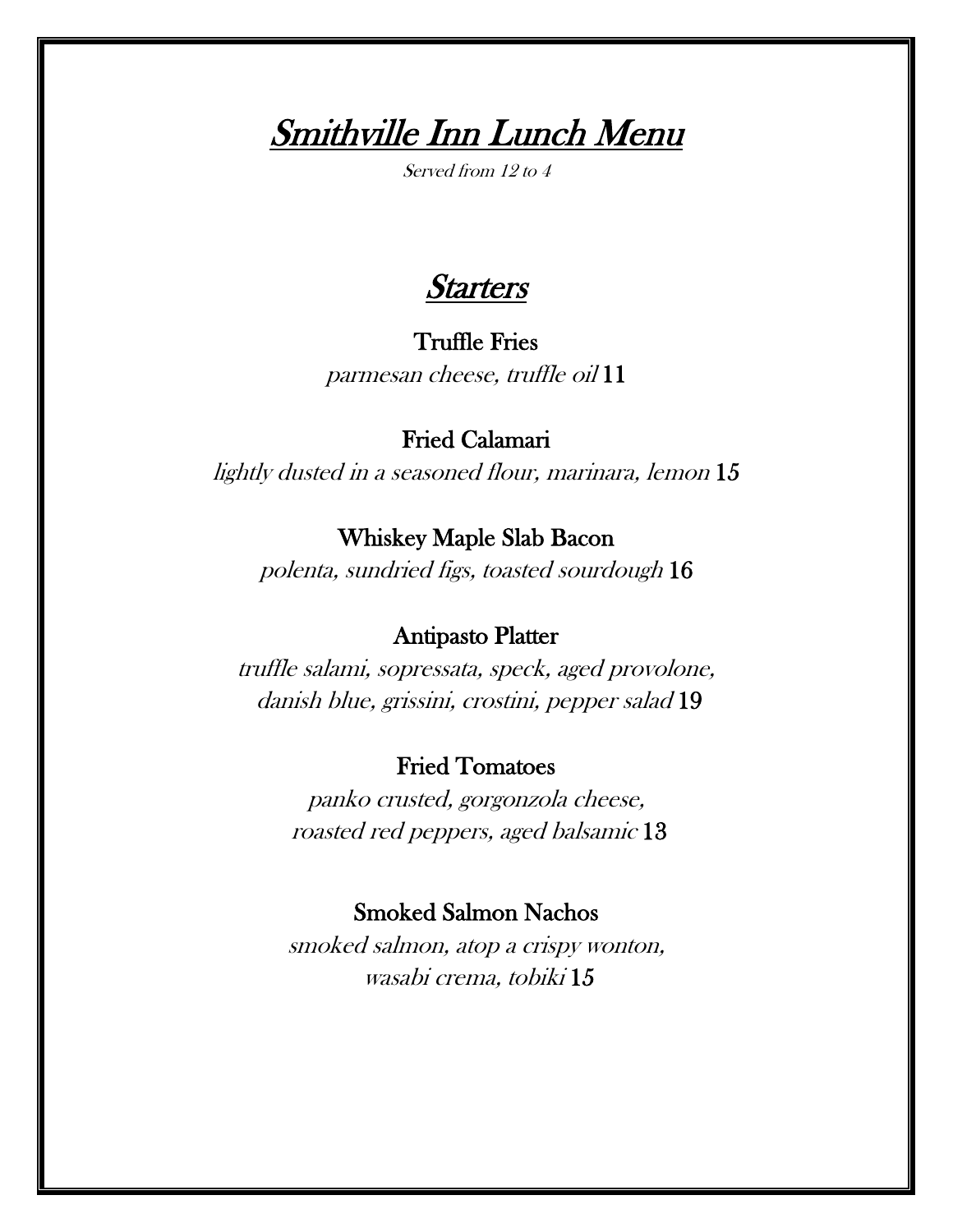# Smithville Inn Lunch Menu

*Served from 12 to 4*

## Starters

**Truffle Fries**
*parmesan cheese, truffle oil* 11

**Fried Calamari**
*lightly dusted in a seasoned flour, marinara, lemon* 15

**Whiskey Maple Slab Bacon**
*polenta, sundried figs, toasted sourdough* 16

**Antipasto Platter**
*truffle salami, sopressata, speck, aged provolone, danish blue, grissini, crostini, pepper salad* 19

**Fried Tomatoes**
*panko crusted, gorgonzola cheese, roasted red peppers, aged balsamic* 13

**Smoked Salmon Nachos**
*smoked salmon, atop a crispy wonton, wasabi crema, tobiki* 15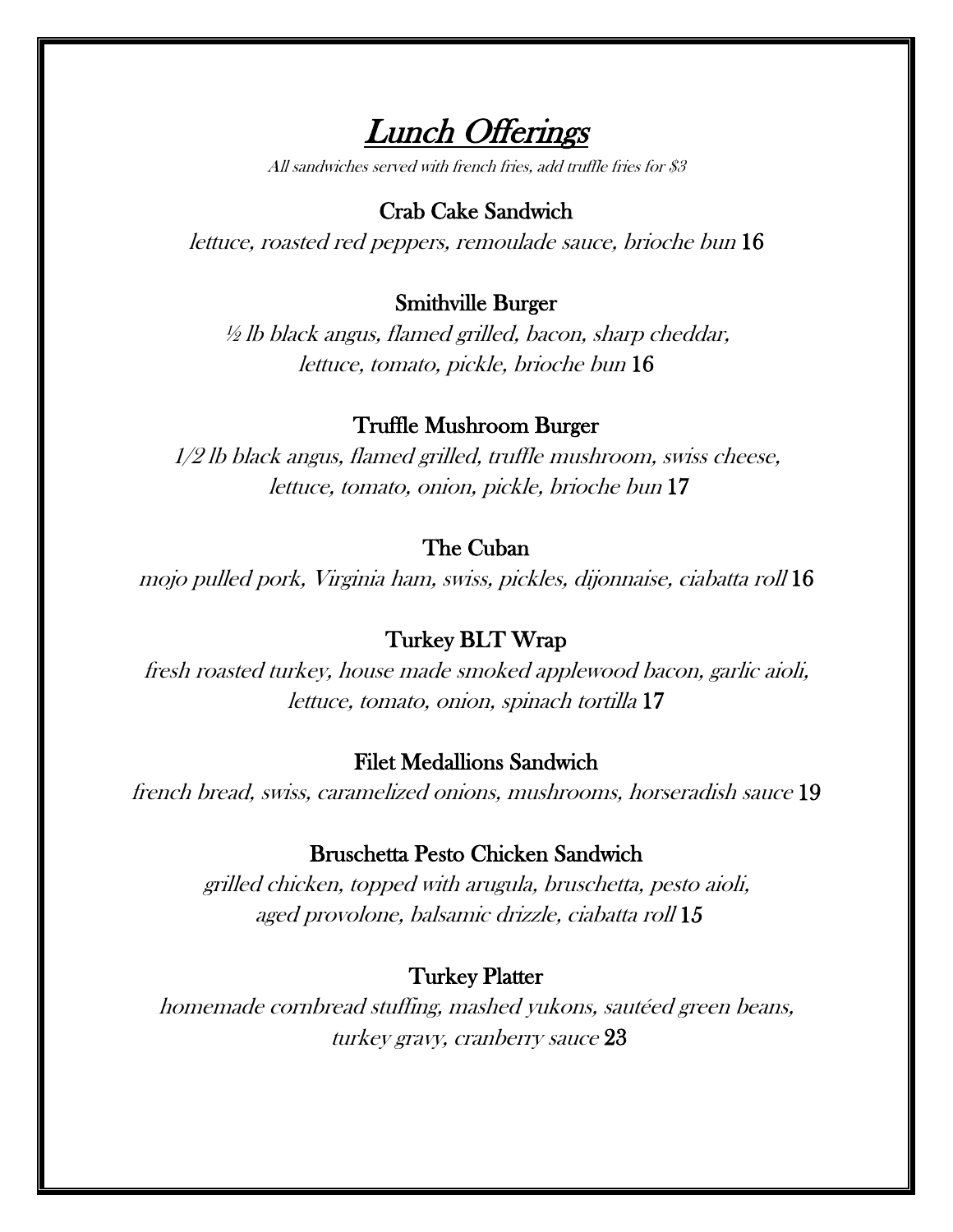# Lunch Offerings

*All sandwiches served with french fries, add truffle fries for $3*

### Crab Cake Sandwich

*lettuce, roasted red peppers, remoulade sauce, brioche bun* 16

### Smithville Burger

*½ lb black angus, flamed grilled, bacon, sharp cheddar, lettuce, tomato, pickle, brioche bun* 16

### Truffle Mushroom Burger

*1/2 lb black angus, flamed grilled, truffle mushroom, swiss cheese, lettuce, tomato, onion, pickle, brioche bun* 17

### The Cuban

*mojo pulled pork, Virginia ham, swiss, pickles, dijonnaise, ciabatta roll* 16

### Turkey BLT Wrap

*fresh roasted turkey, house made smoked applewood bacon, garlic aioli, lettuce, tomato, onion, spinach tortilla* 17

### Filet Medallions Sandwich

*french bread, swiss, caramelized onions, mushrooms, horseradish sauce* 19

### Bruschetta Pesto Chicken Sandwich

*grilled chicken, topped with arugula, bruschetta, pesto aioli, aged provolone, balsamic drizzle, ciabatta roll* 15

### Turkey Platter

*homemade cornbread stuffing, mashed yukons, sautéed green beans, turkey gravy, cranberry sauce* 23